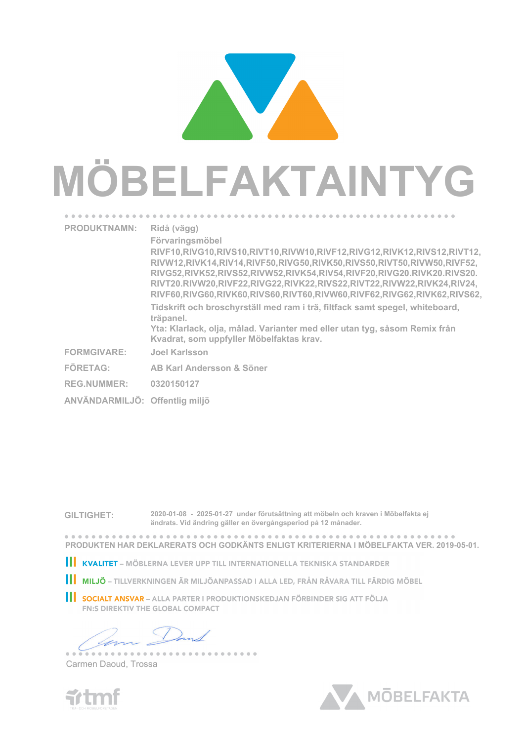# MÖBELFAKTAINTYG

| | |
|---|---|
| **PRODUKTNAMN:** | Ridå (vägg)<br>Förvaringsmöbel<br>RIVF10,RIVG10,RIVS10,RIVT10,RIVW10,RIVF12,RIVG12,RIVK12,RIVS12,RIVT12, RIVW12,RIVK14,RIV14,RIVF50,RIVG50,RIVK50,RIVS50,RIVT50,RIVW50,RIVF52, RIVG52,RIVK52,RIVS52,RIVW52,RIVK54,RIV54,RIVF20,RIVG20.RIVK20.RIVS20. RIVT20.RIVW20,RIVF22,RIVG22,RIVK22,RIVS22,RIVT22,RIVW22,RIVK24,RIV24, RIVF60,RIVG60,RIVK60,RIVS60,RIVT60,RIVW60,RIVF62,RIVG62,RIVK62,RIVS62,<br>Tidskrift och broschyrställ med ram i trä, filtfack samt spegel, whiteboard, träpanel.<br>Yta: Klarlack, olja, målad. Varianter med eller utan tyg, såsom Remix från Kvadrat, som uppfyller Möbelfaktas krav. |
| **FORMGIVARE:** | Joel Karlsson |
| **FÖRETAG:** | AB Karl Andersson & Söner |
| **REG.NUMMER:** | 0320150127 |
| **ANVÄNDARMILJÖ:** | Offentlig miljö |

**GILTIGHET:** 2020-01-08 - 2025-01-27 under förutsättning att möbeln och kraven i Möbelfakta ej ändrats. Vid ändring gäller en övergångsperiod på 12 månader.

**PRODUKTEN HAR DEKLARERATS OCH GODKÄNTS ENLIGT KRITERIERNA I MÖBELFAKTA VER. 2019-05-01.**

- **KVALITET** – MÖBLERNA LEVER UPP TILL INTERNATIONELLA TEKNISKA STANDARDER
- **MILJÖ** – TILLVERKNINGEN ÄR MILJÖANPASSAD I ALLA LED, FRÅN RÅVARA TILL FÄRDIG MÖBEL
- **SOCIALT ANSVAR** – ALLA PARTER I PRODUKTIONSKEDJAN FÖRBINDER SIG ATT FÖLJA FN:S DIREKTIV THE GLOBAL COMPACT

Carmen Daoud, Trossa

tmf TRÄ- OCH MÖBELFÖRETAGEN

MÖBELFAKTA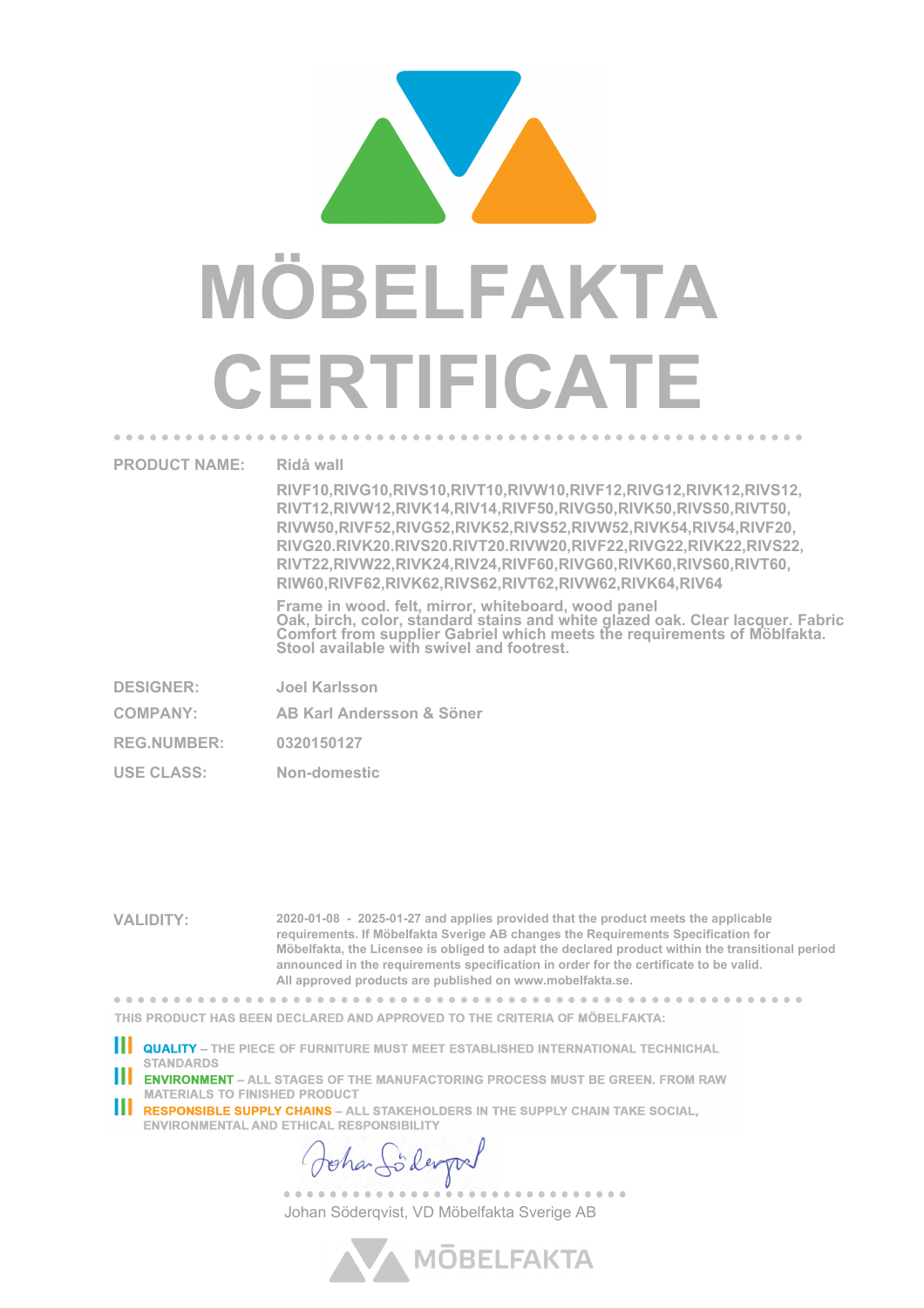# MÖBELFAKTA CERTIFICATE

**PRODUCT NAME:** Ridå wall

RIVF10,RIVG10,RIVS10,RIVT10,RIVW10,RIVF12,RIVG12,RIVK12,RIVS12, RIVT12,RIVW12,RIVK14,RIV14,RIVF50,RIVG50,RIVK50,RIVS50,RIVT50, RIVW50,RIVF52,RIVG52,RIVK52,RIVS52,RIVW52,RIVK54,RIV54,RIVF20, RIVG20.RIVK20.RIVS20.RIVT20.RIVW20,RIVF22,RIVG22,RIVK22,RIVS22, RIVT22,RIVW22,RIVK24,RIV24,RIVF60,RIVG60,RIVK60,RIVS60,RIVT60, RIW60,RIVF62,RIVK62,RIVS62,RIVT62,RIVW62,RIVK64,RIV64

Frame in wood. felt, mirror, whiteboard, wood panel
Oak, birch, color, standard stains and white glazed oak. Clear lacquer. Fabric Comfort from supplier Gabriel which meets the requirements of Möblfakta.
Stool available with swivel and footrest.

**DESIGNER:** Joel Karlsson

**COMPANY:** AB Karl Andersson & Söner

**REG.NUMBER:** 0320150127

**USE CLASS:** Non-domestic

**VALIDITY:** 2020-01-08 - 2025-01-27 and applies provided that the product meets the applicable requirements. If Möbelfakta Sverige AB changes the Requirements Specification for Möbelfakta, the Licensee is obliged to adapt the declared product within the transitional period announced in the requirements specification in order for the certificate to be valid.
All approved products are published on www.mobelfakta.se.

THIS PRODUCT HAS BEEN DECLARED AND APPROVED TO THE CRITERIA OF MÖBELFAKTA:

- **QUALITY** – THE PIECE OF FURNITURE MUST MEET ESTABLISHED INTERNATIONAL TECHNICHAL STANDARDS
- **ENVIRONMENT** – ALL STAGES OF THE MANUFACTORING PROCESS MUST BE GREEN. FROM RAW MATERIALS TO FINISHED PRODUCT
- **RESPONSIBLE SUPPLY CHAINS** – ALL STAKEHOLDERS IN THE SUPPLY CHAIN TAKE SOCIAL, ENVIRONMENTAL AND ETHICAL RESPONSIBILITY

Johan Söderqvist, VD Möbelfakta Sverige AB

MÖBELFAKTA